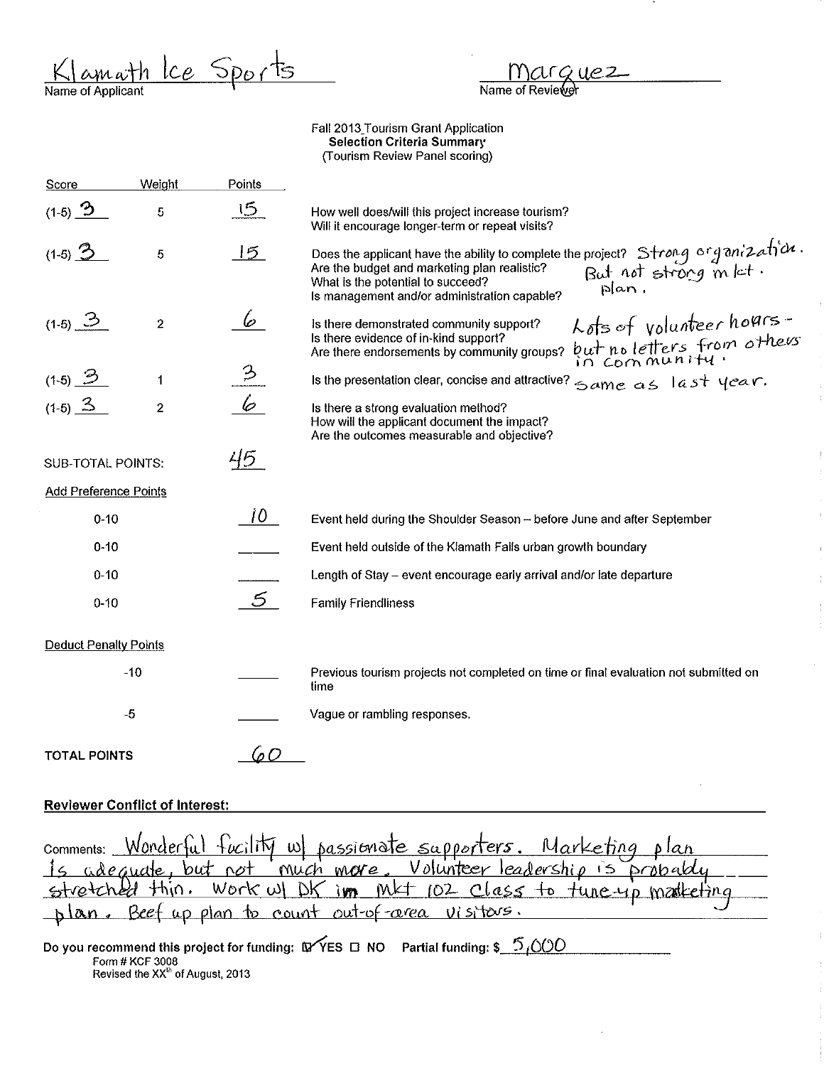Klamath Ice Sports
Name of Applicant

Marquez
Name of Reviewer

Fall 2013 Tourism Grant Application
**Selection Criteria Summary**
(Tourism Review Panel scoring)

| Score | Weight | Points | |
|---|---|---|---|
| (1-5) 3 | 5 | 15 | How well does/will this project increase tourism? Will it encourage longer-term or repeat visits? |
| (1-5) 3 | 5 | 15 | Does the applicant have the ability to complete the project? Are the budget and marketing plan realistic? What is the potential to succeed? Is management and/or administration capable? *Strong organization. But not strong mkt. plan.* |
| (1-5) 3 | 2 | 6 | Is there demonstrated community support? Is there evidence of in-kind support? Are there endorsements by community groups? *Lots of volunteer hours - but no letters from others in community.* |
| (1-5) 3 | 1 | 3 | Is the presentation clear, concise and attractive? *Same as last year.* |
| (1-5) 3 | 2 | 6 | Is there a strong evaluation method? How will the applicant document the impact? Are the outcomes measurable and objective? |
| SUB-TOTAL POINTS: | | 45 | |

**Add Preference Points**

| Range | Points | |
|---|---|---|
| 0-10 | 10 | Event held during the Shoulder Season – before June and after September |
| 0-10 | | Event held outside of the Klamath Falls urban growth boundary |
| 0-10 | | Length of Stay – event encourage early arrival and/or late departure |
| 0-10 | 5 | Family Friendliness |

**Deduct Penalty Points**

| Range | Points | |
|---|---|---|
| -10 | | Previous tourism projects not completed on time or final evaluation not submitted on time |
| -5 | | Vague or rambling responses. |

**TOTAL POINTS** 60

**Reviewer Conflict of Interest:**

Comments: Wonderful facility w/ passionate supporters. Marketing plan is adequate, but not much more. Volunteer leadership is probably stretched thin. Work w/ DK ~~im~~ Mkt 102 Class to tune-up marketing plan. Beef up plan to count out-of-area visitors.

Do you recommend this project for funding: ☑ YES ☐ NO Partial funding: $ 5,000

Form # KCF 3008
Revised the XX[th] of August, 2013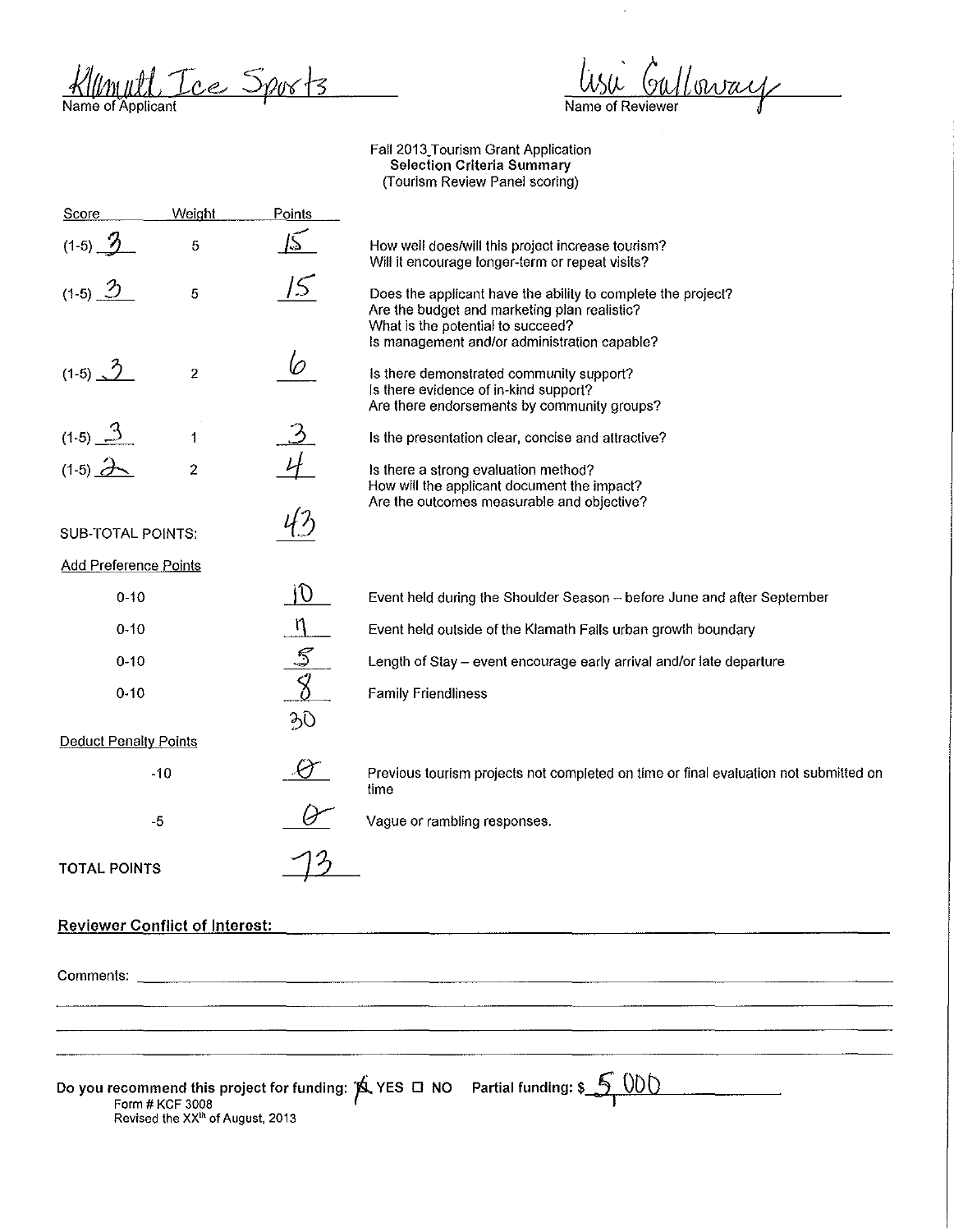Klamath Ice Sports
Name of Applicant

Lisa Galloway
Name of Reviewer

Fall 2013 Tourism Grant Application
**Selection Criteria Summary**
(Tourism Review Panel scoring)

| Score | Weight | Points | |
|---|---|---|---|
| (1-5) 3 | 5 | 15 | How well does/will this project increase tourism? Will it encourage longer-term or repeat visits? |
| (1-5) 3 | 5 | 15 | Does the applicant have the ability to complete the project? Are the budget and marketing plan realistic? What is the potential to succeed? Is management and/or administration capable? |
| (1-5) 3 | 2 | 6 | Is there demonstrated community support? Is there evidence of in-kind support? Are there endorsements by community groups? |
| (1-5) 3 | 1 | 3 | Is the presentation clear, concise and attractive? |
| (1-5) 2 | 2 | 4 | Is there a strong evaluation method? How will the applicant document the impact? Are the outcomes measurable and objective? |
| SUB-TOTAL POINTS: | | 43 | |

Add Preference Points

| | Points | |
|---|---|---|
| 0-10 | 10 | Event held during the Shoulder Season – before June and after September |
| 0-10 | 7 | Event held outside of the Klamath Falls urban growth boundary |
| 0-10 | 5 | Length of Stay – event encourage early arrival and/or late departure |
| 0-10 | 8 | Family Friendliness |
| | 30 | |

Deduct Penalty Points

| | Points | |
|---|---|---|
| -10 | 0 | Previous tourism projects not completed on time or final evaluation not submitted on time |
| -5 | 0 | Vague or rambling responses. |

TOTAL POINTS 73

**Reviewer Conflict of Interest:** ______

Comments: ______

**Do you recommend this project for funding:** ☒ YES ☐ NO Partial funding: $ 5,000

Form # KCF 3008
Revised the XX[th] of August, 2013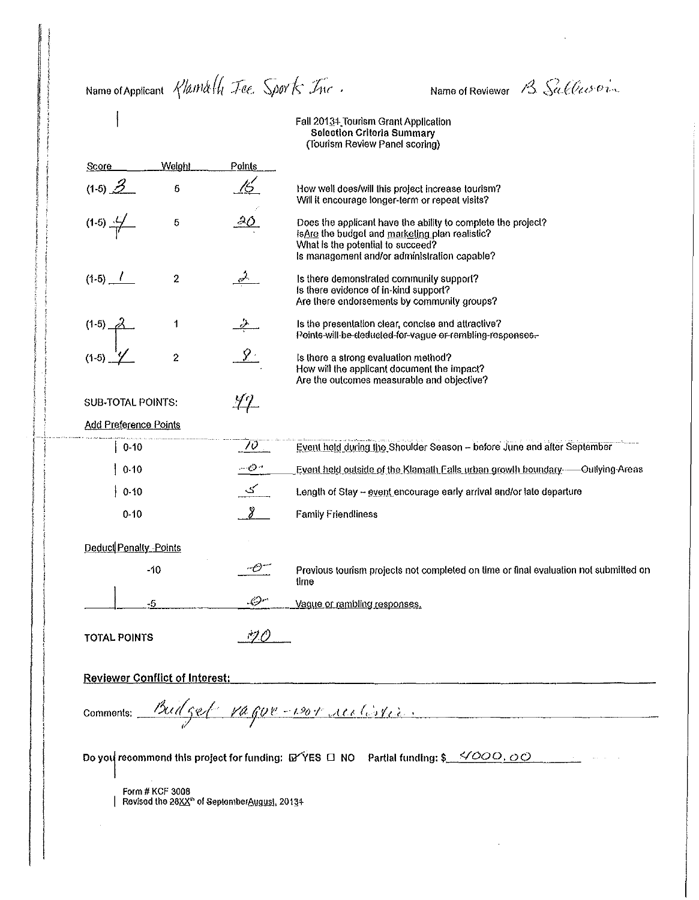Name of Applicant *Klamath Ice Sports Inc.* Name of Reviewer *B Sullivan*

Fall 2013~~4~~ Tourism Grant Application
**Selection Criteria Summary**
(Tourism Review Panel scoring)

| Score | Weight | Points | |
|---|---|---|---|
| (1-5) *3* | 5 | *15* | How well does/will this project increase tourism? Will it encourage longer-term or repeat visits? |
| (1-5) *4* | 5 | *20* | Does the applicant have the ability to complete the project? ~~Is~~Are the budget and marketing plan realistic? What is the potential to succeed? Is management and/or administration capable? |
| (1-5) *1* | 2 | *2* | Is there demonstrated community support? Is there evidence of in-kind support? Are there endorsements by community groups? |
| (1-5) *2* | 1 | *2* | Is the presentation clear, concise and attractive? ~~Points will be deducted for vague or rambling responses.~~ |
| (1-5) *4* | 2 | *8* | Is there a strong evaluation method? How will the applicant document the impact? Are the outcomes measurable and objective? |

SUB-TOTAL POINTS: *47*

**Add Preference Points**

| | Points | |
|---|---|---|
| 0-10 | *10* | Event held during the Shoulder Season – before June and after September |
| 0-10 | *-0-* | Event held outside of the Klamath Falls urban growth boundary ~~Outlying Areas~~ |
| 0-10 | *5* | Length of Stay – event encourage early arrival and/or late departure |
| 0-10 | *8* | Family Friendliness |

**Deduct Penalty Points**

| | Points | |
|---|---|---|
| -10 | *-0-* | Previous tourism projects not completed on time or final evaluation not submitted on time |
| -5 | *-0-* | Vague or rambling responses. |

TOTAL POINTS *70*

**Reviewer Conflict of Interest:**

Comments: *Budget vague - not realistic.*

**Do you recommend this project for funding:** ☑ YES ☐ NO **Partial funding: $** *4000.00*

Form # KCF 3008
Revised the ~~28~~XX[th] of ~~September~~August, 2013~~4~~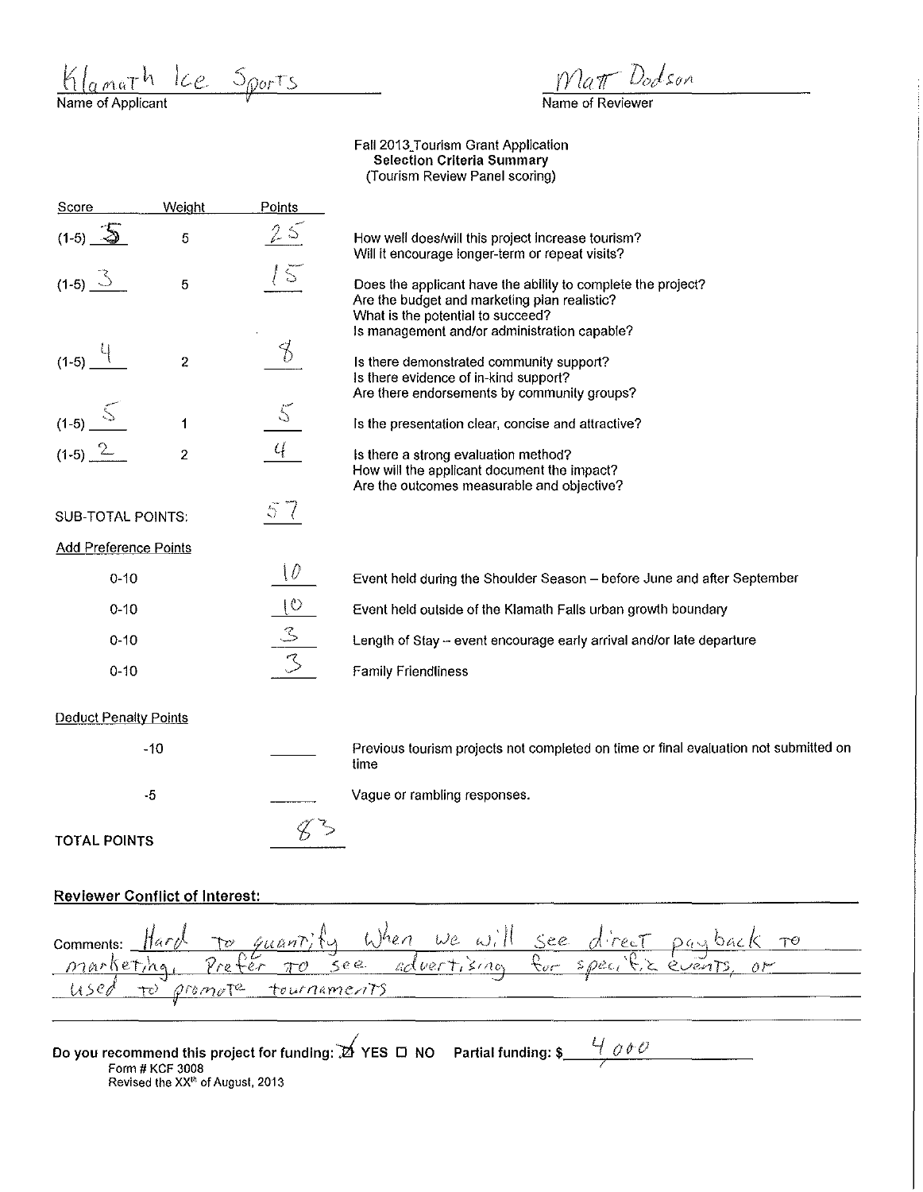Klamath Ice Sports
Name of Applicant

Matt Dodson
Name of Reviewer

Fall 2013 Tourism Grant Application
**Selection Criteria Summary**
(Tourism Review Panel scoring)

| Score | Weight | Points | |
|---|---|---|---|
| (1-5) 5 | 5 | 25 | How well does/will this project increase tourism? Will it encourage longer-term or repeat visits? |
| (1-5) 3 | 5 | 15 | Does the applicant have the ability to complete the project? Are the budget and marketing plan realistic? What is the potential to succeed? Is management and/or administration capable? |
| (1-5) 4 | 2 | 8 | Is there demonstrated community support? Is there evidence of in-kind support? Are there endorsements by community groups? |
| (1-5) 5 | 1 | 5 | Is the presentation clear, concise and attractive? |
| (1-5) 2 | 2 | 4 | Is there a strong evaluation method? How will the applicant document the impact? Are the outcomes measurable and objective? |
| SUB-TOTAL POINTS: | | 57 | |

**Add Preference Points**

| Range | Points | |
|---|---|---|
| 0-10 | 10 | Event held during the Shoulder Season – before June and after September |
| 0-10 | 10 | Event held outside of the Klamath Falls urban growth boundary |
| 0-10 | 3 | Length of Stay – event encourage early arrival and/or late departure |
| 0-10 | 3 | Family Friendliness |

**Deduct Penalty Points**

| Range | Points | |
|---|---|---|
| -10 | | Previous tourism projects not completed on time or final evaluation not submitted on time |
| -5 | | Vague or rambling responses. |

**TOTAL POINTS** 83

**Reviewer Conflict of Interest:**

Comments: Hard to quantify when we will see direct payback to marketing, Prefer to see advertising for specific events, or used to promote tournaments

**Do you recommend this project for funding:** ☒ YES ☐ NO **Partial funding: $** 4000

Form # KCF 3008
Revised the XX[th] of August, 2013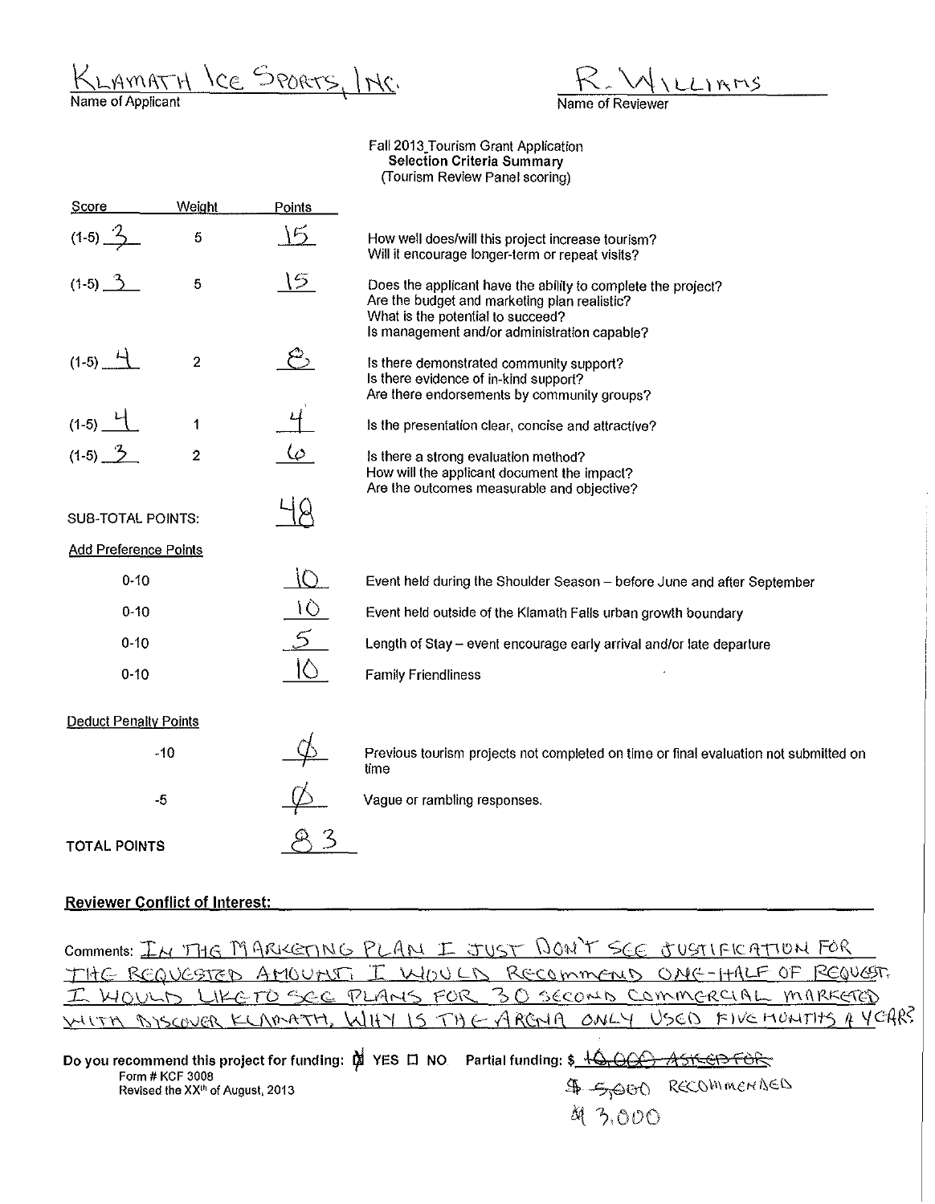KLAMATH ICE SPORTS, INC.
Name of Applicant

R. WILLIAMS
Name of Reviewer

Fall 2013 Tourism Grant Application
**Selection Criteria Summary**
(Tourism Review Panel scoring)

| Score | Weight | Points | |
|---|---|---|---|
| (1-5) 3 | 5 | 15 | How well does/will this project increase tourism? Will it encourage longer-term or repeat visits? |
| (1-5) 3 | 5 | 15 | Does the applicant have the ability to complete the project? Are the budget and marketing plan realistic? What is the potential to succeed? Is management and/or administration capable? |
| (1-5) 4 | 2 | 8 | Is there demonstrated community support? Is there evidence of in-kind support? Are there endorsements by community groups? |
| (1-5) 4 | 1 | 4 | Is the presentation clear, concise and attractive? |
| (1-5) 3 | 2 | 6 | Is there a strong evaluation method? How will the applicant document the impact? Are the outcomes measurable and objective? |
| SUB-TOTAL POINTS: | | 48 | |

**Add Preference Points**

| | Points | |
|---|---|---|
| 0-10 | 10 | Event held during the Shoulder Season – before June and after September |
| 0-10 | 10 | Event held outside of the Klamath Falls urban growth boundary |
| 0-10 | 5 | Length of Stay – event encourage early arrival and/or late departure |
| 0-10 | 10 | Family Friendliness |

**Deduct Penalty Points**

| | Points | |
|---|---|---|
| -10 | Ø | Previous tourism projects not completed on time or final evaluation not submitted on time |
| -5 | Ø | Vague or rambling responses. |

**TOTAL POINTS** 83

**Reviewer Conflict of Interest:**

Comments: IN THE MARKETING PLAN I JUST DON'T SEE JUSTIFICATION FOR THE REQUESTED AMOUNT. I WOULD RECOMMEND ONE-HALF OF REQUEST. I WOULD LIKE TO SEE PLANS FOR 30 SECOND COMMERCIAL MARKETED WITH DISCOVER KLAMATH. WHY IS THE ARENA ONLY USED FIVE MONTHS A YEAR?

Do you recommend this project for funding: ☒ YES ☐ NO Partial funding: $ ~~10,000 ASKED FOR~~
~~$ 5,000~~ RECOMMENDED
$ 3,000

Form # KCF 3008
Revised the XX[th] of August, 2013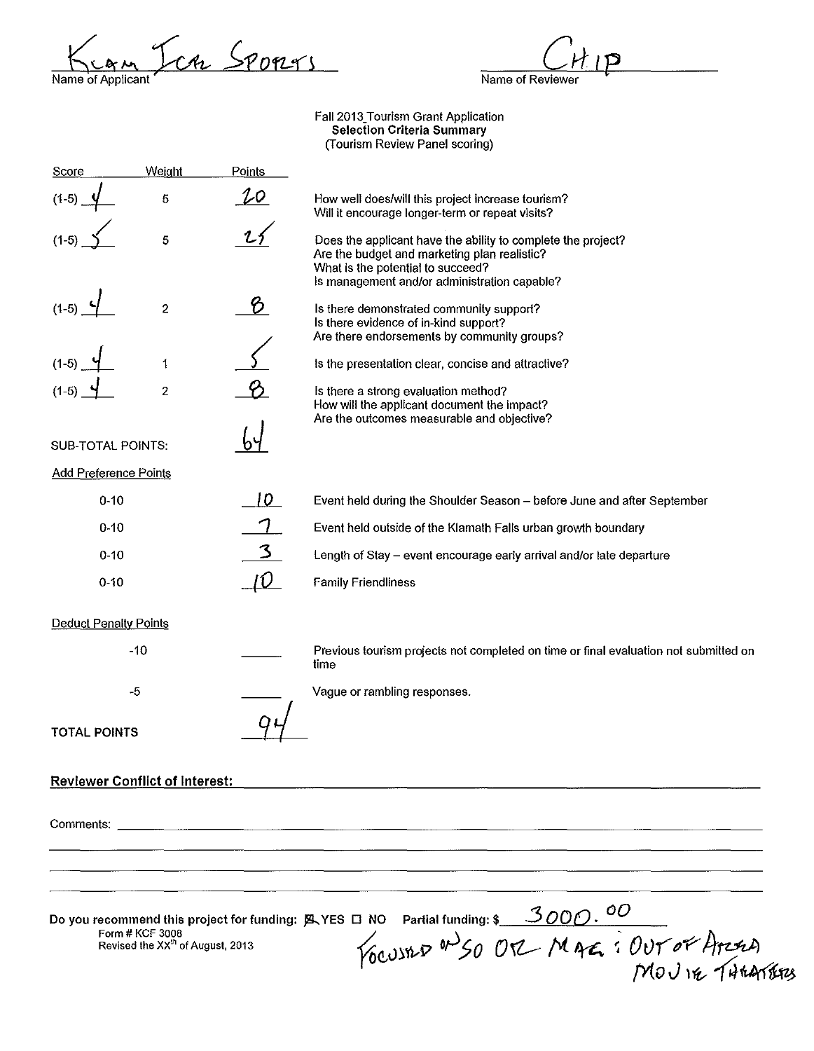Klam Ice Sports
Name of Applicant

Chip
Name of Reviewer

Fall 2013_Tourism Grant Application
**Selection Criteria Summary**
(Tourism Review Panel scoring)

| Score | Weight | Points | |
|---|---|---|---|
| (1-5) 4 | 5 | 20 | How well does/will this project increase tourism? Will it encourage longer-term or repeat visits? |
| (1-5) 5 | 5 | 25 | Does the applicant have the ability to complete the project? Are the budget and marketing plan realistic? What is the potential to succeed? Is management and/or administration capable? |
| (1-5) 4 | 2 | 8 | Is there demonstrated community support? Is there evidence of in-kind support? Are there endorsements by community groups? |
| (1-5) 4 | 1 | 5 | Is the presentation clear, concise and attractive? |
| (1-5) 4 | 2 | 8 | Is there a strong evaluation method? How will the applicant document the impact? Are the outcomes measurable and objective? |
| SUB-TOTAL POINTS: | | 64 | |

**Add Preference Points**

| | Points | |
|---|---|---|
| 0-10 | 10 | Event held during the Shoulder Season – before June and after September |
| 0-10 | 7 | Event held outside of the Klamath Falls urban growth boundary |
| 0-10 | 3 | Length of Stay – event encourage early arrival and/or late departure |
| 0-10 | 10 | Family Friendliness |

**Deduct Penalty Points**

| | Points | |
|---|---|---|
| -10 | | Previous tourism projects not completed on time or final evaluation not submitted on time |
| -5 | | Vague or rambling responses. |

**TOTAL POINTS** 94

**Reviewer Conflict of Interest:**

Comments:

**Do you recommend this project for funding:** ☒ YES ☐ NO Partial funding: $ 3000.00

Focused on SO OR Mag: Out of Area Movie Theaters

Form # KCF 3008
Revised the XX[th] of August, 2013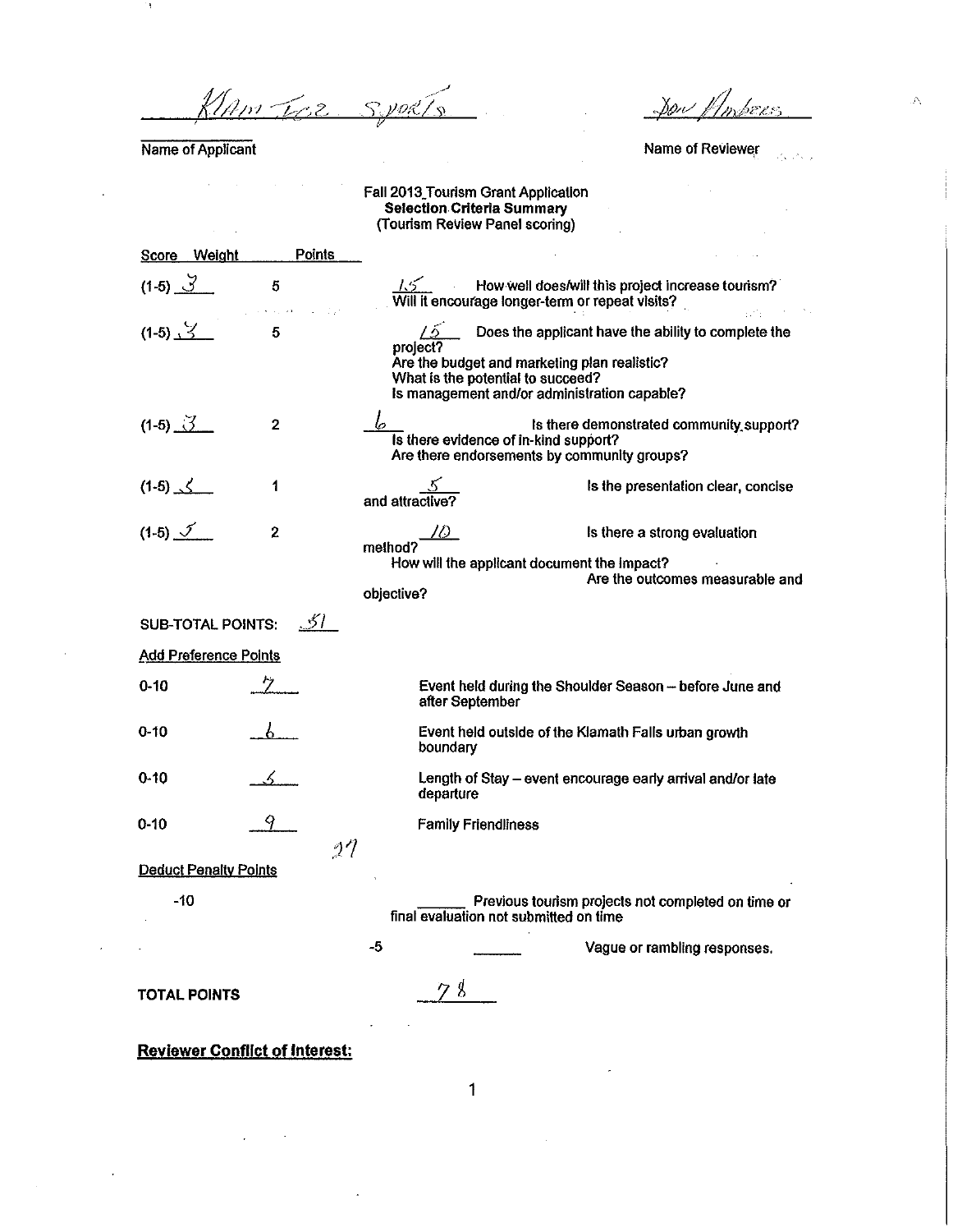Klam Tez Sports    Don Umbers

Name of Applicant    Name of Reviewer

**Fall 2013 Tourism Grant Application**
**Selection Criteria Summary**
**(Tourism Review Panel scoring)**

| Score | Weight | Points | |
|---|---|---|---|
| (1-5) 3 | 5 | 15 | How well does/will this project increase tourism? Will it encourage longer-term or repeat visits? |
| (1-5) 3 | 5 | 15 | Does the applicant have the ability to complete the project? Are the budget and marketing plan realistic? What is the potential to succeed? Is management and/or administration capable? |
| (1-5) 3 | 2 | 6 | Is there demonstrated community support? Is there evidence of in-kind support? Are there endorsements by community groups? |
| (1-5) 5 | 1 | 5 | Is the presentation clear, concise and attractive? |
| (1-5) 5 | 2 | 10 | Is there a strong evaluation method? How will the applicant document the impact? Are the outcomes measurable and objective? |

SUB-TOTAL POINTS: 51

**Add Preference Points**

| | | |
|---|---|---|
| 0-10 | 7 | Event held during the Shoulder Season – before June and after September |
| 0-10 | 6 | Event held outside of the Klamath Falls urban growth boundary |
| 0-10 | 5 | Length of Stay – event encourage early arrival and/or late departure |
| 0-10 | 9 | Family Friendliness |

27

**Deduct Penalty Points**

-10 ______ Previous tourism projects not completed on time or final evaluation not submitted on time

-5 ______ Vague or rambling responses.

**TOTAL POINTS** 78

**Reviewer Conflict of Interest:**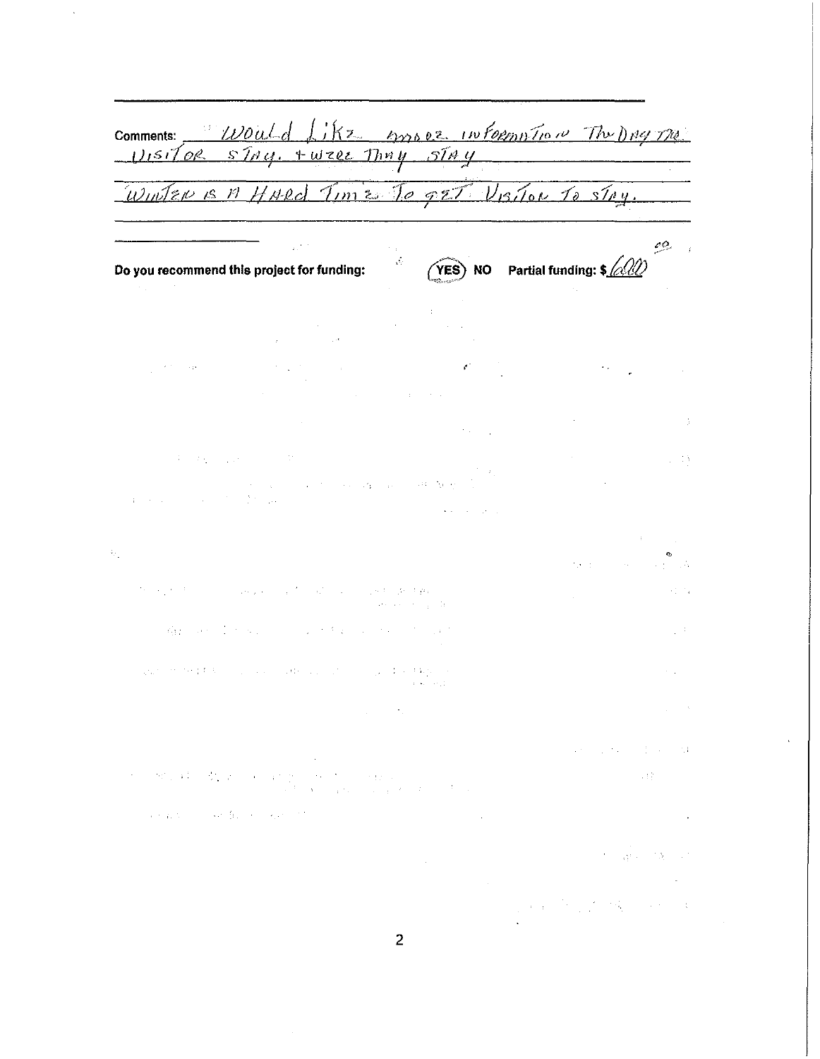Comments: Would Like more information The Day The Visitor Stay. + where They Stay

Winter is a Hard Time To get Visitor To Stay.

**Do you recommend this project for funding:** (YES) NO **Partial funding: $** 600.00